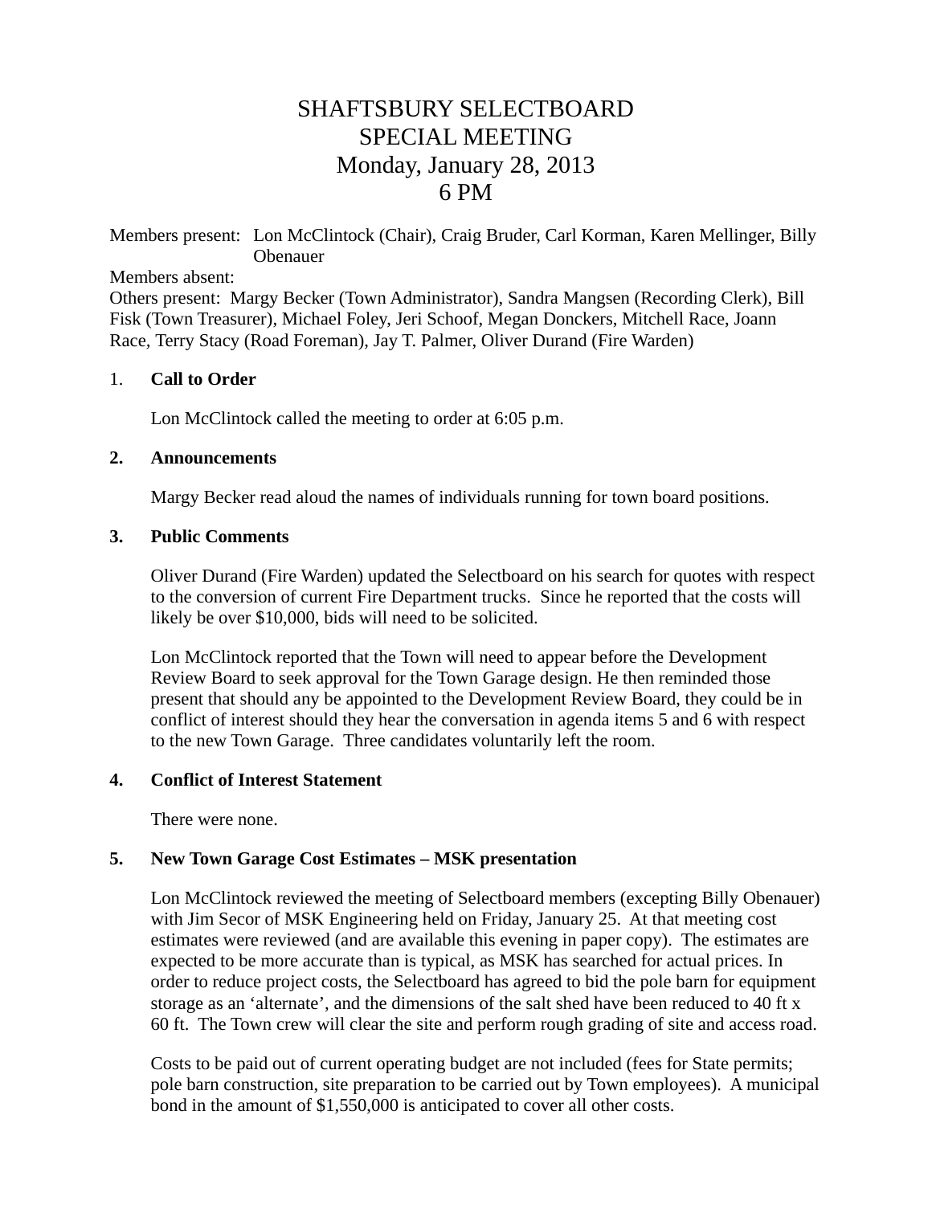# SHAFTSBURY SELECTBOARD
# SPECIAL MEETING
# Monday, January 28, 2013
# 6 PM

Members present: Lon McClintock (Chair), Craig Bruder, Carl Korman, Karen Mellinger, Billy Obenauer

Members absent:

Others present: Margy Becker (Town Administrator), Sandra Mangsen (Recording Clerk), Bill Fisk (Town Treasurer), Michael Foley, Jeri Schoof, Megan Donckers, Mitchell Race, Joann Race, Terry Stacy (Road Foreman), Jay T. Palmer, Oliver Durand (Fire Warden)

1. **Call to Order**

   Lon McClintock called the meeting to order at 6:05 p.m.

2. **Announcements**

   Margy Becker read aloud the names of individuals running for town board positions.

3. **Public Comments**

   Oliver Durand (Fire Warden) updated the Selectboard on his search for quotes with respect to the conversion of current Fire Department trucks. Since he reported that the costs will likely be over $10,000, bids will need to be solicited.

   Lon McClintock reported that the Town will need to appear before the Development Review Board to seek approval for the Town Garage design. He then reminded those present that should any be appointed to the Development Review Board, they could be in conflict of interest should they hear the conversation in agenda items 5 and 6 with respect to the new Town Garage. Three candidates voluntarily left the room.

4. **Conflict of Interest Statement**

   There were none.

5. **New Town Garage Cost Estimates – MSK presentation**

   Lon McClintock reviewed the meeting of Selectboard members (excepting Billy Obenauer) with Jim Secor of MSK Engineering held on Friday, January 25. At that meeting cost estimates were reviewed (and are available this evening in paper copy). The estimates are expected to be more accurate than is typical, as MSK has searched for actual prices. In order to reduce project costs, the Selectboard has agreed to bid the pole barn for equipment storage as an 'alternate', and the dimensions of the salt shed have been reduced to 40 ft x 60 ft. The Town crew will clear the site and perform rough grading of site and access road.

   Costs to be paid out of current operating budget are not included (fees for State permits; pole barn construction, site preparation to be carried out by Town employees). A municipal bond in the amount of $1,550,000 is anticipated to cover all other costs.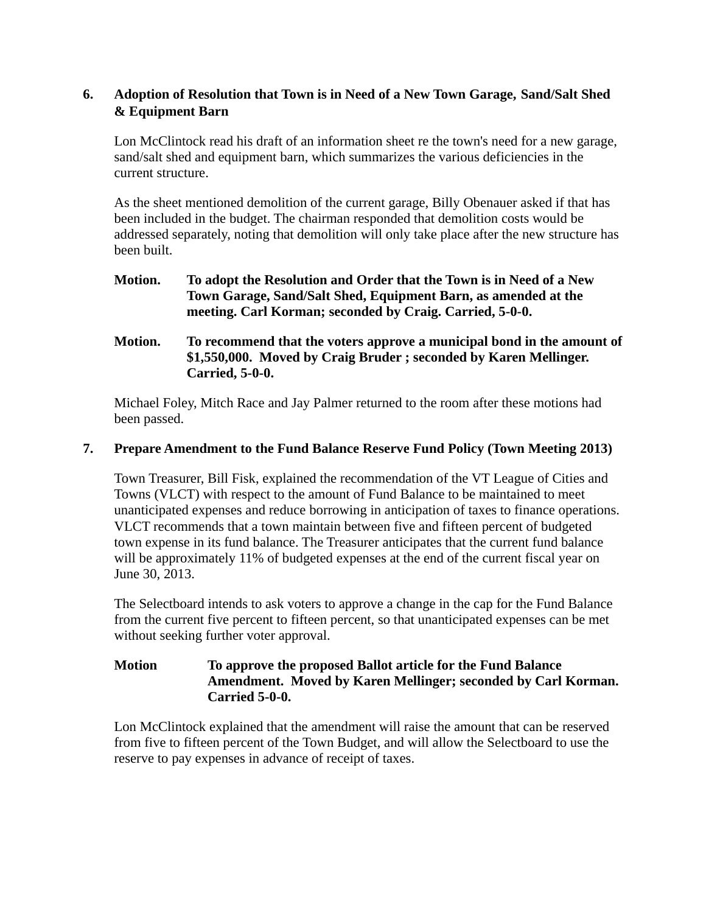**6. Adoption of Resolution that Town is in Need of a New Town Garage, Sand/Salt Shed & Equipment Barn**

Lon McClintock read his draft of an information sheet re the town's need for a new garage, sand/salt shed and equipment barn, which summarizes the various deficiencies in the current structure.

As the sheet mentioned demolition of the current garage, Billy Obenauer asked if that has been included in the budget. The chairman responded that demolition costs would be addressed separately, noting that demolition will only take place after the new structure has been built.

**Motion.** **To adopt the Resolution and Order that the Town is in Need of a New Town Garage, Sand/Salt Shed, Equipment Barn, as amended at the meeting. Carl Korman; seconded by Craig. Carried, 5-0-0.**

**Motion.** **To recommend that the voters approve a municipal bond in the amount of $1,550,000. Moved by Craig Bruder ; seconded by Karen Mellinger. Carried, 5-0-0.**

Michael Foley, Mitch Race and Jay Palmer returned to the room after these motions had been passed.

**7. Prepare Amendment to the Fund Balance Reserve Fund Policy (Town Meeting 2013)**

Town Treasurer, Bill Fisk, explained the recommendation of the VT League of Cities and Towns (VLCT) with respect to the amount of Fund Balance to be maintained to meet unanticipated expenses and reduce borrowing in anticipation of taxes to finance operations. VLCT recommends that a town maintain between five and fifteen percent of budgeted town expense in its fund balance. The Treasurer anticipates that the current fund balance will be approximately 11% of budgeted expenses at the end of the current fiscal year on June 30, 2013.

The Selectboard intends to ask voters to approve a change in the cap for the Fund Balance from the current five percent to fifteen percent, so that unanticipated expenses can be met without seeking further voter approval.

**Motion** **To approve the proposed Ballot article for the Fund Balance Amendment. Moved by Karen Mellinger; seconded by Carl Korman. Carried 5-0-0.**

Lon McClintock explained that the amendment will raise the amount that can be reserved from five to fifteen percent of the Town Budget, and will allow the Selectboard to use the reserve to pay expenses in advance of receipt of taxes.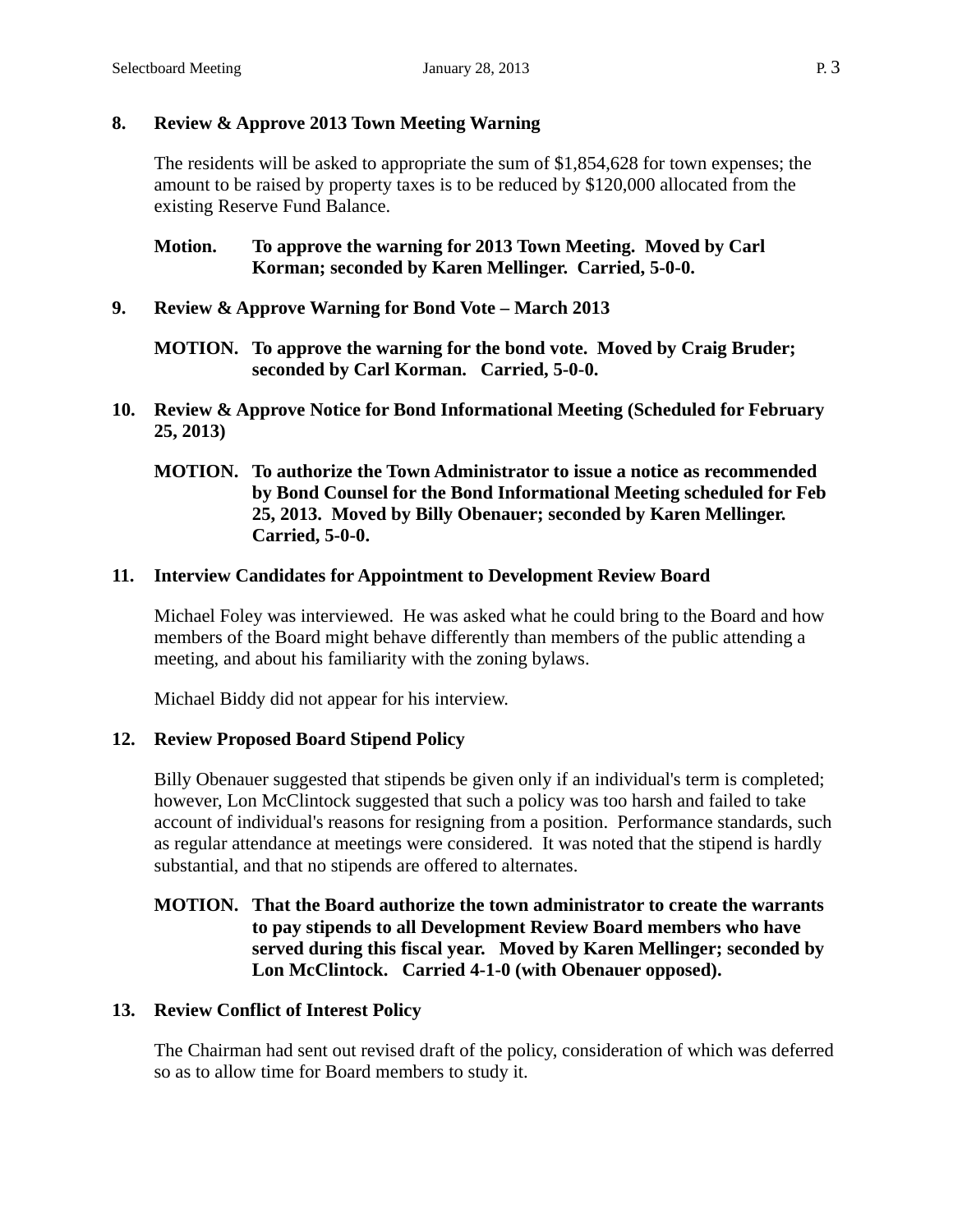**8. Review & Approve 2013 Town Meeting Warning**

The residents will be asked to appropriate the sum of $1,854,628 for town expenses; the amount to be raised by property taxes is to be reduced by $120,000 allocated from the existing Reserve Fund Balance.

**Motion. To approve the warning for 2013 Town Meeting. Moved by Carl Korman; seconded by Karen Mellinger. Carried, 5-0-0.**

**9. Review & Approve Warning for Bond Vote – March 2013**

**MOTION. To approve the warning for the bond vote. Moved by Craig Bruder; seconded by Carl Korman. Carried, 5-0-0.**

**10. Review & Approve Notice for Bond Informational Meeting (Scheduled for February 25, 2013)**

**MOTION. To authorize the Town Administrator to issue a notice as recommended by Bond Counsel for the Bond Informational Meeting scheduled for Feb 25, 2013. Moved by Billy Obenauer; seconded by Karen Mellinger. Carried, 5-0-0.**

**11. Interview Candidates for Appointment to Development Review Board**

Michael Foley was interviewed. He was asked what he could bring to the Board and how members of the Board might behave differently than members of the public attending a meeting, and about his familiarity with the zoning bylaws.

Michael Biddy did not appear for his interview.

**12. Review Proposed Board Stipend Policy**

Billy Obenauer suggested that stipends be given only if an individual's term is completed; however, Lon McClintock suggested that such a policy was too harsh and failed to take account of individual's reasons for resigning from a position. Performance standards, such as regular attendance at meetings were considered. It was noted that the stipend is hardly substantial, and that no stipends are offered to alternates.

**MOTION. That the Board authorize the town administrator to create the warrants to pay stipends to all Development Review Board members who have served during this fiscal year. Moved by Karen Mellinger; seconded by Lon McClintock. Carried 4-1-0 (with Obenauer opposed).**

**13. Review Conflict of Interest Policy**

The Chairman had sent out revised draft of the policy, consideration of which was deferred so as to allow time for Board members to study it.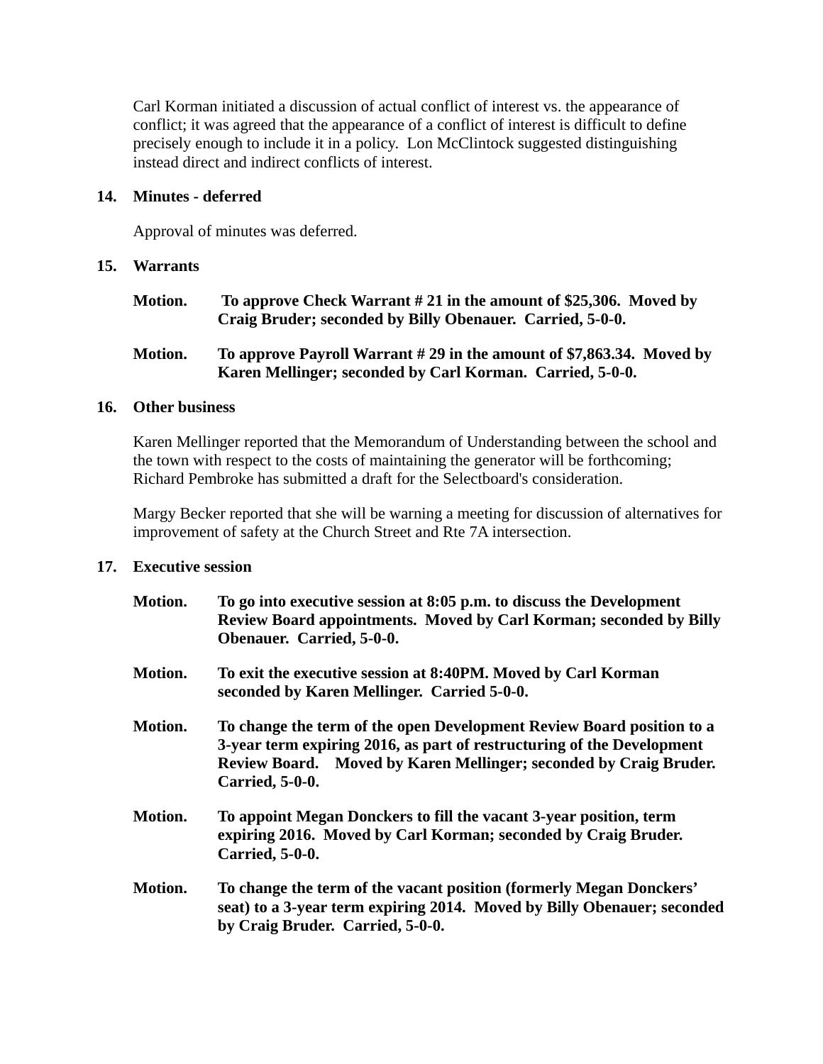Carl Korman initiated a discussion of actual conflict of interest vs. the appearance of conflict; it was agreed that the appearance of a conflict of interest is difficult to define precisely enough to include it in a policy. Lon McClintock suggested distinguishing instead direct and indirect conflicts of interest.

**14. Minutes - deferred**

Approval of minutes was deferred.

**15. Warrants**

**Motion. To approve Check Warrant # 21 in the amount of $25,306. Moved by Craig Bruder; seconded by Billy Obenauer. Carried, 5-0-0.**

**Motion. To approve Payroll Warrant # 29 in the amount of $7,863.34. Moved by Karen Mellinger; seconded by Carl Korman. Carried, 5-0-0.**

**16. Other business**

Karen Mellinger reported that the Memorandum of Understanding between the school and the town with respect to the costs of maintaining the generator will be forthcoming; Richard Pembroke has submitted a draft for the Selectboard's consideration.

Margy Becker reported that she will be warning a meeting for discussion of alternatives for improvement of safety at the Church Street and Rte 7A intersection.

**17. Executive session**

**Motion. To go into executive session at 8:05 p.m. to discuss the Development Review Board appointments. Moved by Carl Korman; seconded by Billy Obenauer. Carried, 5-0-0.**

**Motion. To exit the executive session at 8:40PM. Moved by Carl Korman seconded by Karen Mellinger. Carried 5-0-0.**

**Motion. To change the term of the open Development Review Board position to a 3-year term expiring 2016, as part of restructuring of the Development Review Board. Moved by Karen Mellinger; seconded by Craig Bruder. Carried, 5-0-0.**

**Motion. To appoint Megan Donckers to fill the vacant 3-year position, term expiring 2016. Moved by Carl Korman; seconded by Craig Bruder. Carried, 5-0-0.**

**Motion. To change the term of the vacant position (formerly Megan Donckers' seat) to a 3-year term expiring 2014. Moved by Billy Obenauer; seconded by Craig Bruder. Carried, 5-0-0.**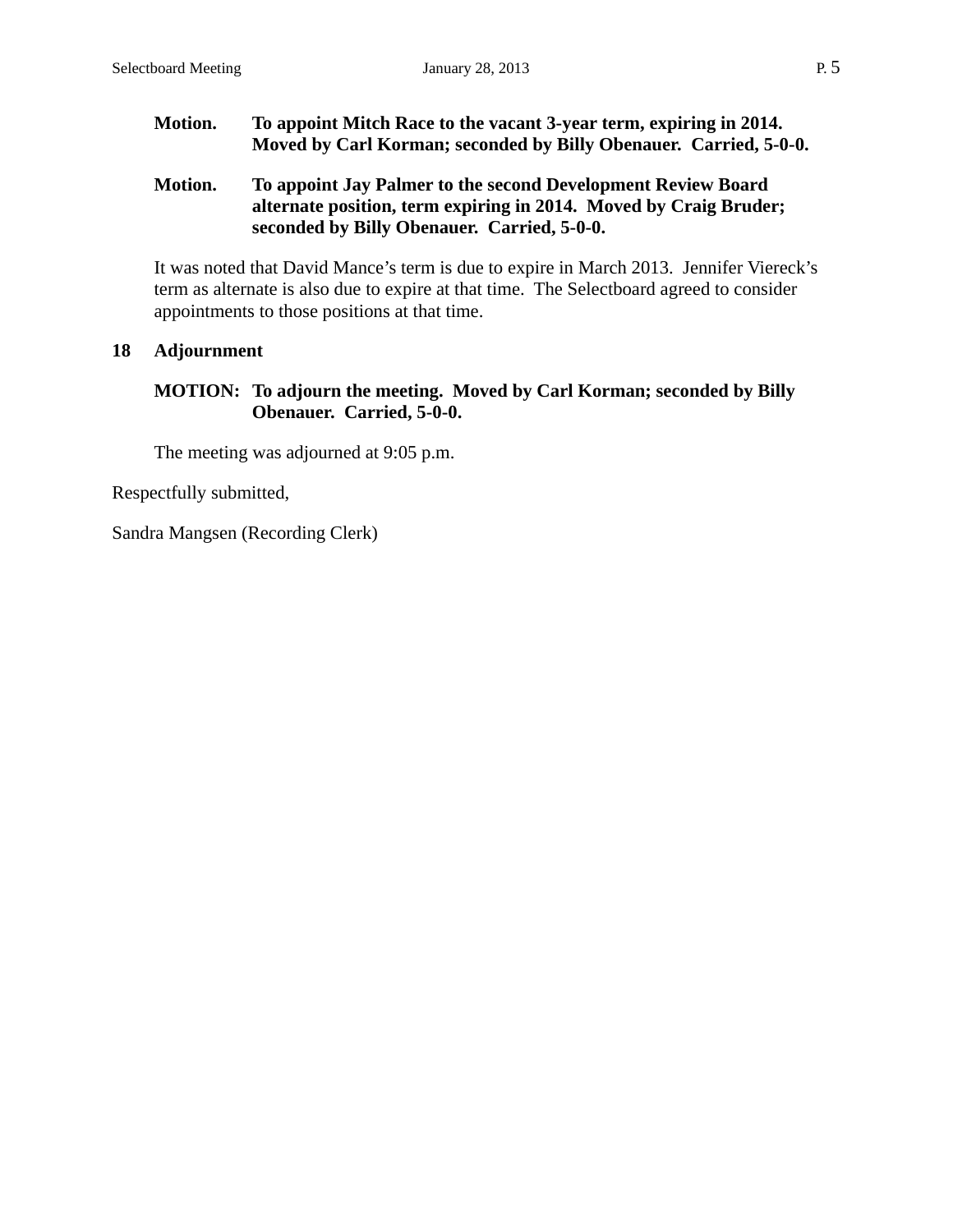**Motion.** **To appoint Mitch Race to the vacant 3-year term, expiring in 2014. Moved by Carl Korman; seconded by Billy Obenauer. Carried, 5-0-0.**

**Motion.** **To appoint Jay Palmer to the second Development Review Board alternate position, term expiring in 2014. Moved by Craig Bruder; seconded by Billy Obenauer. Carried, 5-0-0.**

It was noted that David Mance's term is due to expire in March 2013. Jennifer Viereck's term as alternate is also due to expire at that time. The Selectboard agreed to consider appointments to those positions at that time.

## 18 Adjournment

**MOTION:** **To adjourn the meeting. Moved by Carl Korman; seconded by Billy Obenauer. Carried, 5-0-0.**

The meeting was adjourned at 9:05 p.m.

Respectfully submitted,

Sandra Mangsen (Recording Clerk)